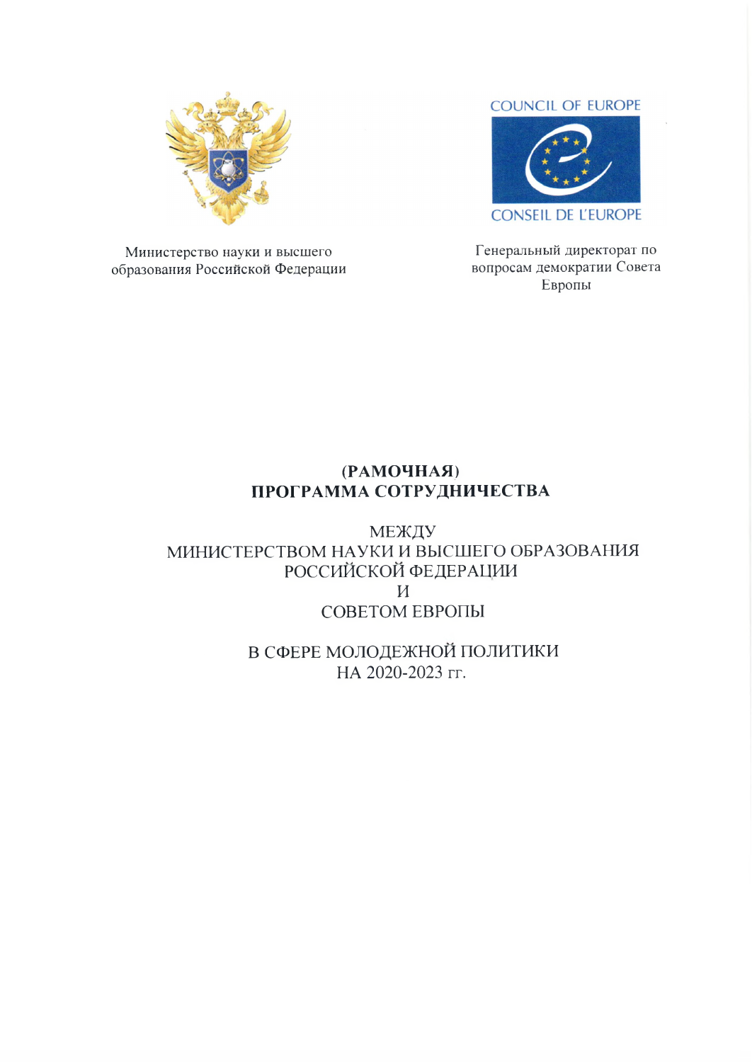COUNCIL OF EUROPE

CONSEIL DE L'EUROPE

Министерство науки и высшего образования Российской Федерации

Генеральный директорат по вопросам демократии Совета Европы

# (РАМОЧНАЯ) ПРОГРАММА СОТРУДНИЧЕСТВА

МЕЖДУ
МИНИСТЕРСТВОМ НАУКИ И ВЫСШЕГО ОБРАЗОВАНИЯ
РОССИЙСКОЙ ФЕДЕРАЦИИ
И
СОВЕТОМ ЕВРОПЫ

В СФЕРЕ МОЛОДЕЖНОЙ ПОЛИТИКИ
НА 2020-2023 гг.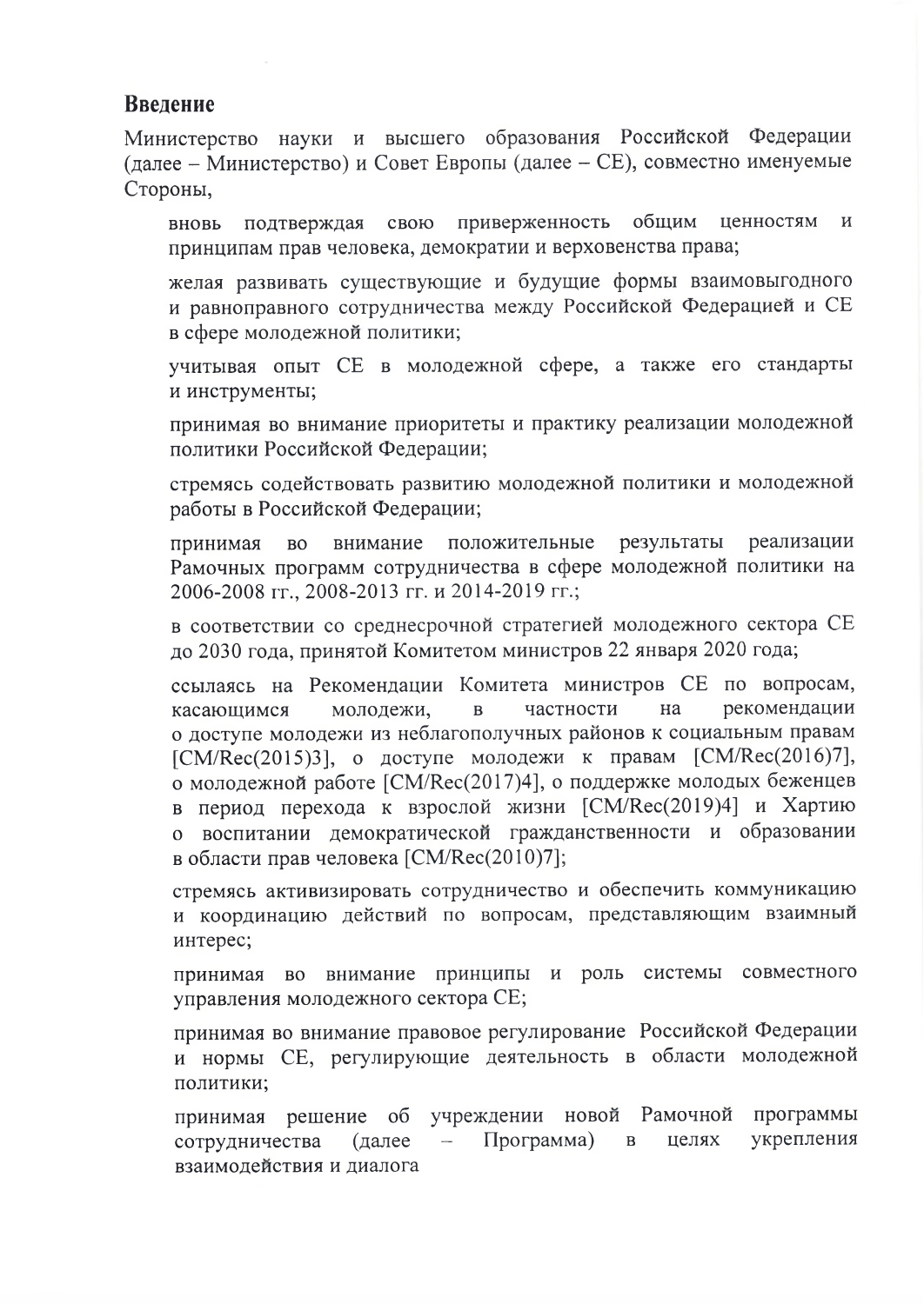## Введение

Министерство науки и высшего образования Российской Федерации (далее – Министерство) и Совет Европы (далее – СЕ), совместно именуемые Стороны,

вновь подтверждая свою приверженность общим ценностям и принципам прав человека, демократии и верховенства права;

желая развивать существующие и будущие формы взаимовыгодного и равноправного сотрудничества между Российской Федерацией и СЕ в сфере молодежной политики;

учитывая опыт СЕ в молодежной сфере, а также его стандарты и инструменты;

принимая во внимание приоритеты и практику реализации молодежной политики Российской Федерации;

стремясь содействовать развитию молодежной политики и молодежной работы в Российской Федерации;

принимая во внимание положительные результаты реализации Рамочных программ сотрудничества в сфере молодежной политики на 2006-2008 гг., 2008-2013 гг. и 2014-2019 гг.;

в соответствии со среднесрочной стратегией молодежного сектора СЕ до 2030 года, принятой Комитетом министров 22 января 2020 года;

ссылаясь на Рекомендации Комитета министров СЕ по вопросам, касающимся молодежи, в частности на рекомендации о доступе молодежи из неблагополучных районов к социальным правам [CM/Rec(2015)3], о доступе молодежи к правам [CM/Rec(2016)7], о молодежной работе [CM/Rec(2017)4], о поддержке молодых беженцев в период перехода к взрослой жизни [CM/Rec(2019)4] и Хартию о воспитании демократической гражданственности и образовании в области прав человека [CM/Rec(2010)7];

стремясь активизировать сотрудничество и обеспечить коммуникацию и координацию действий по вопросам, представляющим взаимный интерес;

принимая во внимание принципы и роль системы совместного управления молодежного сектора СЕ;

принимая во внимание правовое регулирование Российской Федерации и нормы СЕ, регулирующие деятельность в области молодежной политики;

принимая решение об учреждении новой Рамочной программы сотрудничества (далее – Программа) в целях укрепления взаимодействия и диалога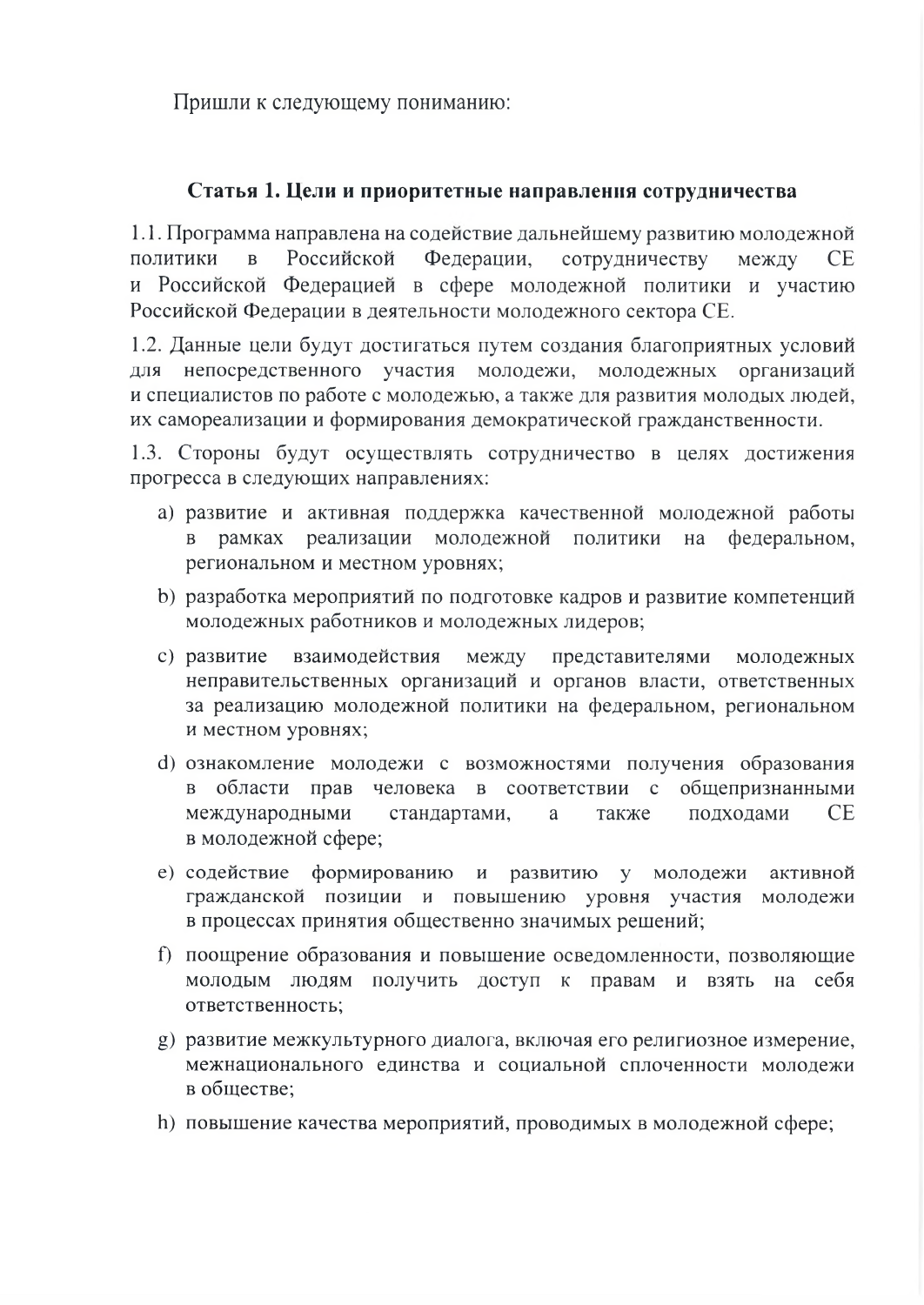Пришли к следующему пониманию:

## Статья 1. Цели и приоритетные направления сотрудничества

1.1. Программа направлена на содействие дальнейшему развитию молодежной политики в Российской Федерации, сотрудничеству между СЕ и Российской Федерацией в сфере молодежной политики и участию Российской Федерации в деятельности молодежного сектора СЕ.

1.2. Данные цели будут достигаться путем создания благоприятных условий для непосредственного участия молодежи, молодежных организаций и специалистов по работе с молодежью, а также для развития молодых людей, их самореализации и формирования демократической гражданственности.

1.3. Стороны будут осуществлять сотрудничество в целях достижения прогресса в следующих направлениях:

a) развитие и активная поддержка качественной молодежной работы в рамках реализации молодежной политики на федеральном, региональном и местном уровнях;

b) разработка мероприятий по подготовке кадров и развитие компетенций молодежных работников и молодежных лидеров;

c) развитие взаимодействия между представителями молодежных неправительственных организаций и органов власти, ответственных за реализацию молодежной политики на федеральном, региональном и местном уровнях;

d) ознакомление молодежи с возможностями получения образования в области прав человека в соответствии с общепризнанными международными стандартами, а также подходами СЕ в молодежной сфере;

e) содействие формированию и развитию у молодежи активной гражданской позиции и повышению уровня участия молодежи в процессах принятия общественно значимых решений;

f) поощрение образования и повышение осведомленности, позволяющие молодым людям получить доступ к правам и взять на себя ответственность;

g) развитие межкультурного диалога, включая его религиозное измерение, межнационального единства и социальной сплоченности молодежи в обществе;

h) повышение качества мероприятий, проводимых в молодежной сфере;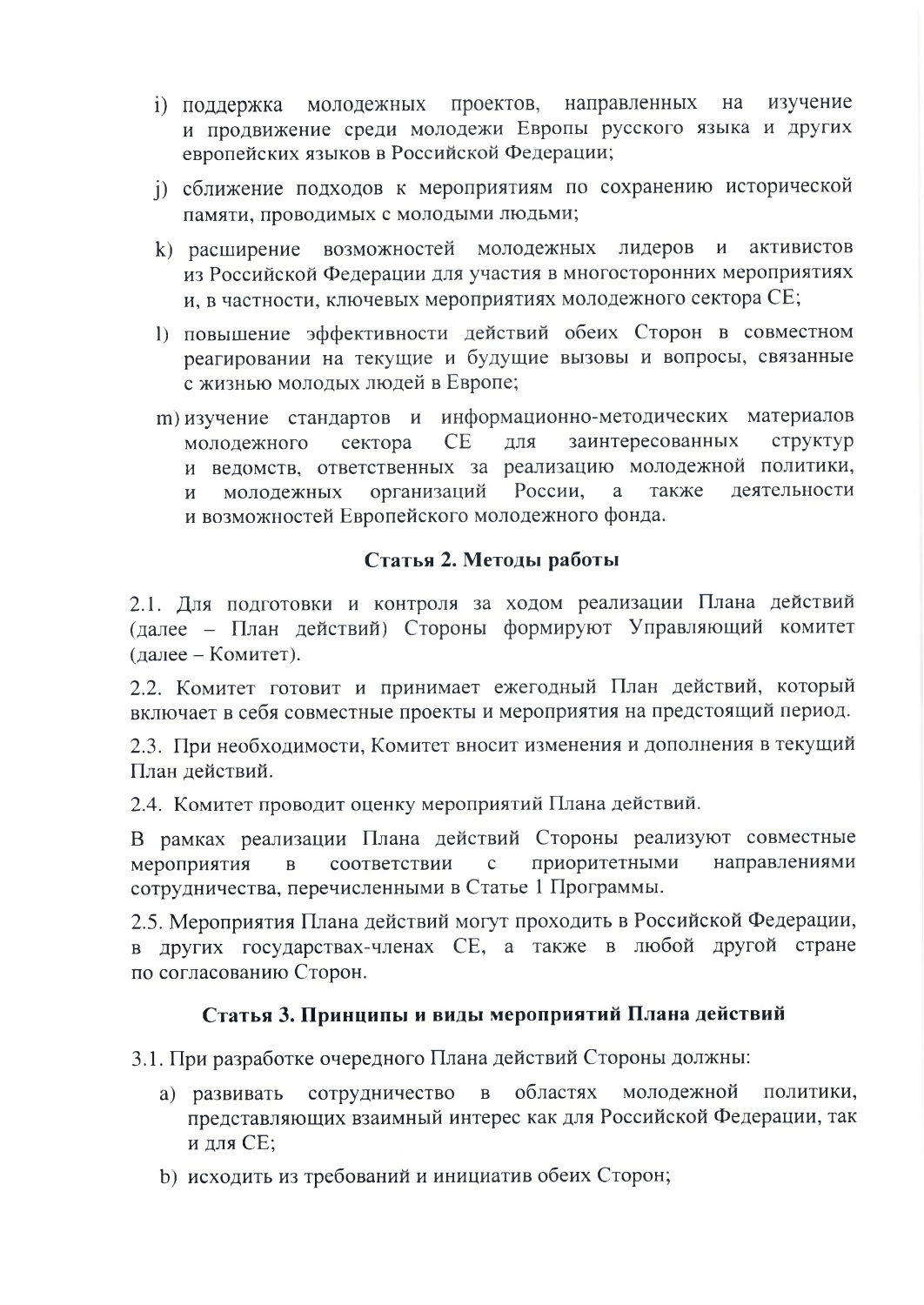i) поддержка молодежных проектов, направленных на изучение и продвижение среди молодежи Европы русского языка и других европейских языков в Российской Федерации;

j) сближение подходов к мероприятиям по сохранению исторической памяти, проводимых с молодыми людьми;

k) расширение возможностей молодежных лидеров и активистов из Российской Федерации для участия в многосторонних мероприятиях и, в частности, ключевых мероприятиях молодежного сектора СЕ;

l) повышение эффективности действий обеих Сторон в совместном реагировании на текущие и будущие вызовы и вопросы, связанные с жизнью молодых людей в Европе;

m) изучение стандартов и информационно-методических материалов молодежного сектора СЕ для заинтересованных структур и ведомств, ответственных за реализацию молодежной политики, и молодежных организаций России, а также деятельности и возможностей Европейского молодежного фонда.

## Статья 2. Методы работы

2.1. Для подготовки и контроля за ходом реализации Плана действий (далее – План действий) Стороны формируют Управляющий комитет (далее – Комитет).

2.2. Комитет готовит и принимает ежегодный План действий, который включает в себя совместные проекты и мероприятия на предстоящий период.

2.3. При необходимости, Комитет вносит изменения и дополнения в текущий План действий.

2.4. Комитет проводит оценку мероприятий Плана действий.

В рамках реализации Плана действий Стороны реализуют совместные мероприятия в соответствии с приоритетными направлениями сотрудничества, перечисленными в Статье 1 Программы.

2.5. Мероприятия Плана действий могут проходить в Российской Федерации, в других государствах-членах СЕ, а также в любой другой стране по согласованию Сторон.

## Статья 3. Принципы и виды мероприятий Плана действий

3.1. При разработке очередного Плана действий Стороны должны:

a) развивать сотрудничество в областях молодежной политики, представляющих взаимный интерес как для Российской Федерации, так и для СЕ;

b) исходить из требований и инициатив обеих Сторон;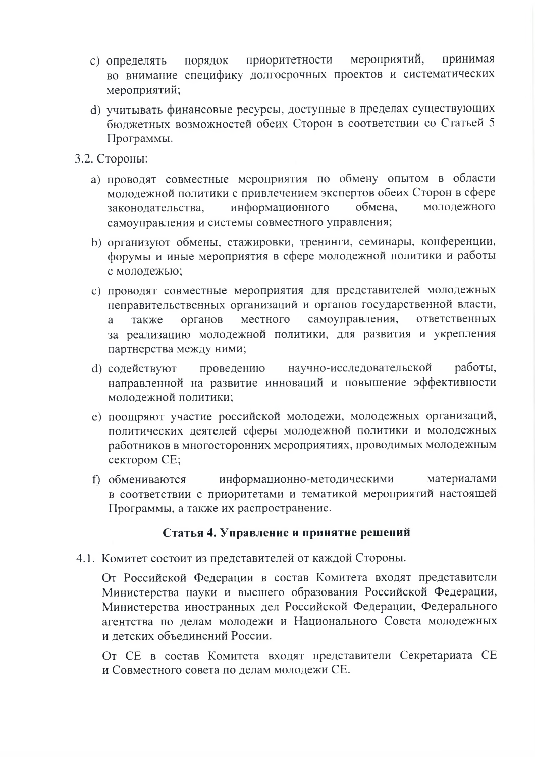c) определять порядок приоритетности мероприятий, принимая во внимание специфику долгосрочных проектов и систематических мероприятий;

d) учитывать финансовые ресурсы, доступные в пределах существующих бюджетных возможностей обеих Сторон в соответствии со Статьей 5 Программы.

3.2. Стороны:

a) проводят совместные мероприятия по обмену опытом в области молодежной политики с привлечением экспертов обеих Сторон в сфере законодательства, информационного обмена, молодежного самоуправления и системы совместного управления;

b) организуют обмены, стажировки, тренинги, семинары, конференции, форумы и иные мероприятия в сфере молодежной политики и работы с молодежью;

c) проводят совместные мероприятия для представителей молодежных неправительственных организаций и органов государственной власти, а также органов местного самоуправления, ответственных за реализацию молодежной политики, для развития и укрепления партнерства между ними;

d) содействуют проведению научно-исследовательской работы, направленной на развитие инноваций и повышение эффективности молодежной политики;

e) поощряют участие российской молодежи, молодежных организаций, политических деятелей сферы молодежной политики и молодежных работников в многосторонних мероприятиях, проводимых молодежным сектором СЕ;

f) обмениваются информационно-методическими материалами в соответствии с приоритетами и тематикой мероприятий настоящей Программы, а также их распространение.

## Статья 4. Управление и принятие решений

4.1. Комитет состоит из представителей от каждой Стороны.

От Российской Федерации в состав Комитета входят представители Министерства науки и высшего образования Российской Федерации, Министерства иностранных дел Российской Федерации, Федерального агентства по делам молодежи и Национального Совета молодежных и детских объединений России.

От СЕ в состав Комитета входят представители Секретариата СЕ и Совместного совета по делам молодежи СЕ.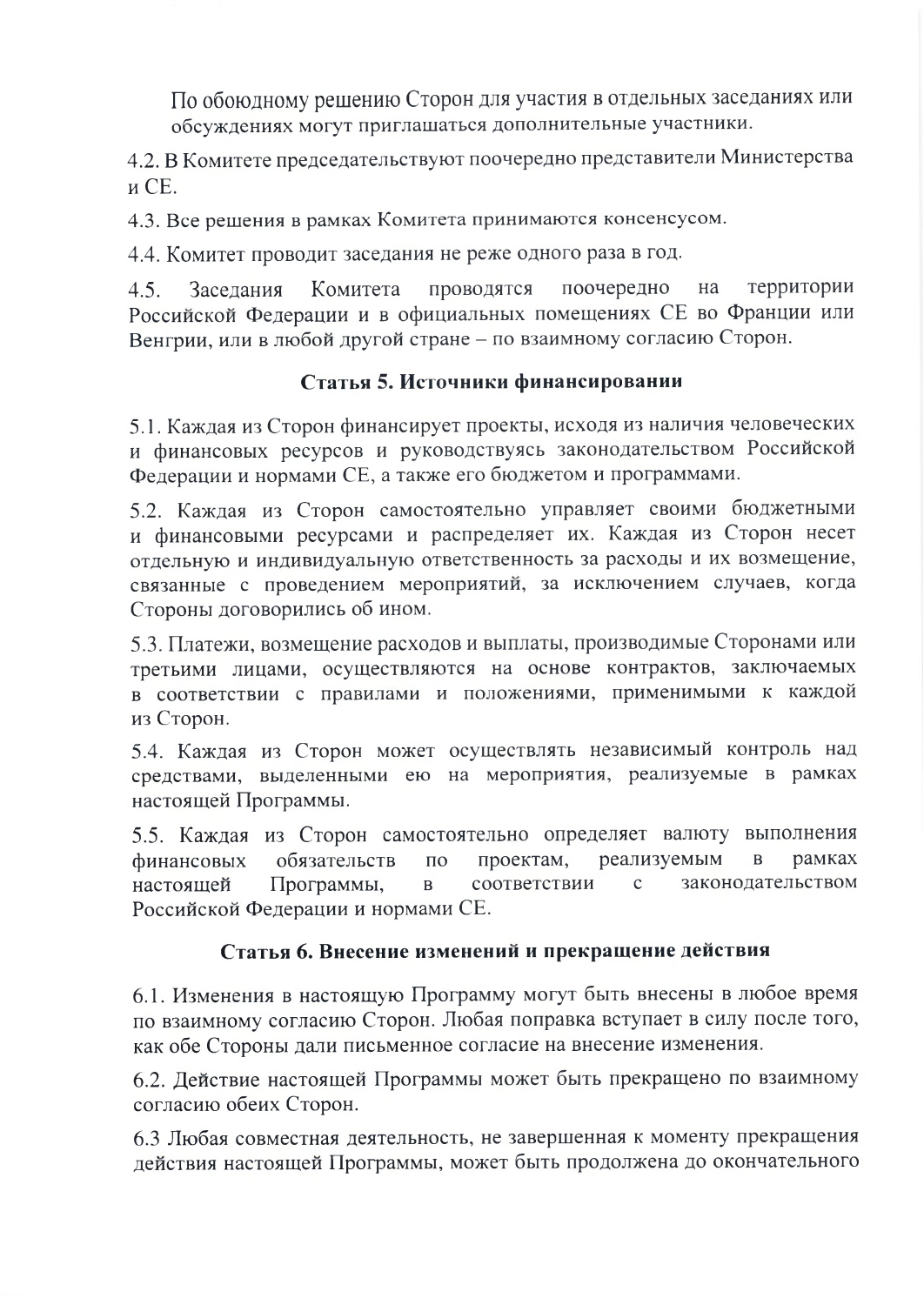По обоюдному решению Сторон для участия в отдельных заседаниях или обсуждениях могут приглашаться дополнительные участники.

4.2. В Комитете председательствуют поочередно представители Министерства и СЕ.

4.3. Все решения в рамках Комитета принимаются консенсусом.

4.4. Комитет проводит заседания не реже одного раза в год.

4.5. Заседания Комитета проводятся поочередно на территории Российской Федерации и в официальных помещениях СЕ во Франции или Венгрии, или в любой другой стране – по взаимному согласию Сторон.

## Статья 5. Источники финансировании

5.1. Каждая из Сторон финансирует проекты, исходя из наличия человеческих и финансовых ресурсов и руководствуясь законодательством Российской Федерации и нормами СЕ, а также его бюджетом и программами.

5.2. Каждая из Сторон самостоятельно управляет своими бюджетными и финансовыми ресурсами и распределяет их. Каждая из Сторон несет отдельную и индивидуальную ответственность за расходы и их возмещение, связанные с проведением мероприятий, за исключением случаев, когда Стороны договорились об ином.

5.3. Платежи, возмещение расходов и выплаты, производимые Сторонами или третьими лицами, осуществляются на основе контрактов, заключаемых в соответствии с правилами и положениями, применимыми к каждой из Сторон.

5.4. Каждая из Сторон может осуществлять независимый контроль над средствами, выделенными ею на мероприятия, реализуемые в рамках настоящей Программы.

5.5. Каждая из Сторон самостоятельно определяет валюту выполнения финансовых обязательств по проектам, реализуемым в рамках настоящей Программы, в соответствии с законодательством Российской Федерации и нормами СЕ.

## Статья 6. Внесение изменений и прекращение действия

6.1. Изменения в настоящую Программу могут быть внесены в любое время по взаимному согласию Сторон. Любая поправка вступает в силу после того, как обе Стороны дали письменное согласие на внесение изменения.

6.2. Действие настоящей Программы может быть прекращено по взаимному согласию обеих Сторон.

6.3 Любая совместная деятельность, не завершенная к моменту прекращения действия настоящей Программы, может быть продолжена до окончательного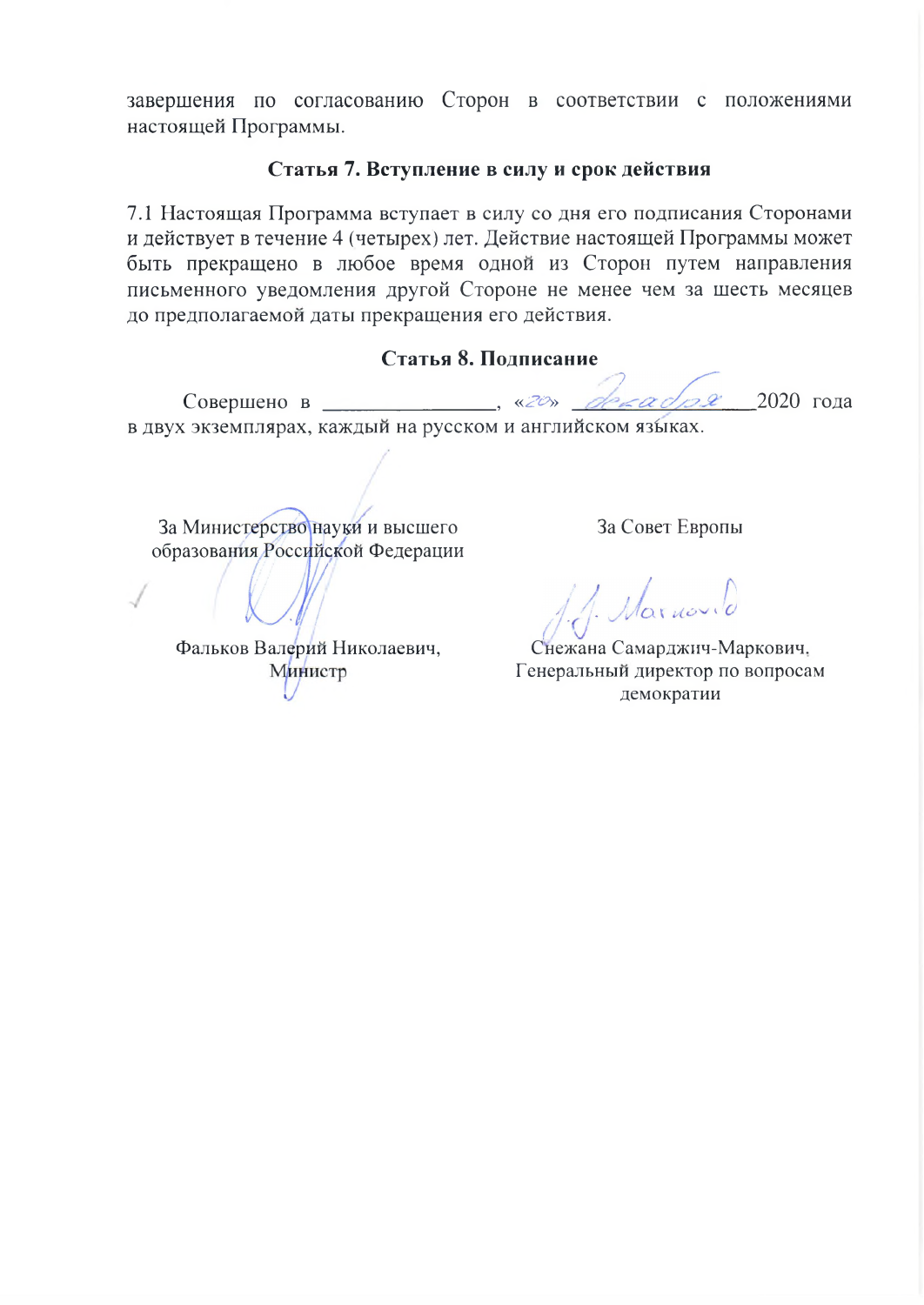завершения по согласованию Сторон в соответствии с положениями настоящей Программы.

### Статья 7. Вступление в силу и срок действия

7.1 Настоящая Программа вступает в силу со дня его подписания Сторонами и действует в течение 4 (четырех) лет. Действие настоящей Программы может быть прекращено в любое время одной из Сторон путем направления письменного уведомления другой Стороне не менее чем за шесть месяцев до предполагаемой даты прекращения его действия.

### Статья 8. Подписание

Совершено в _______________, «20» декабря 2020 года в двух экземплярах, каждый на русском и английском языках.

| | |
|---|---|
| За Министерство науки и высшего образования Российской Федерации | За Совет Европы |
| Фальков Валерий Николаевич, Министр | Снежана Самарджич-Маркович, Генеральный директор по вопросам демократии |